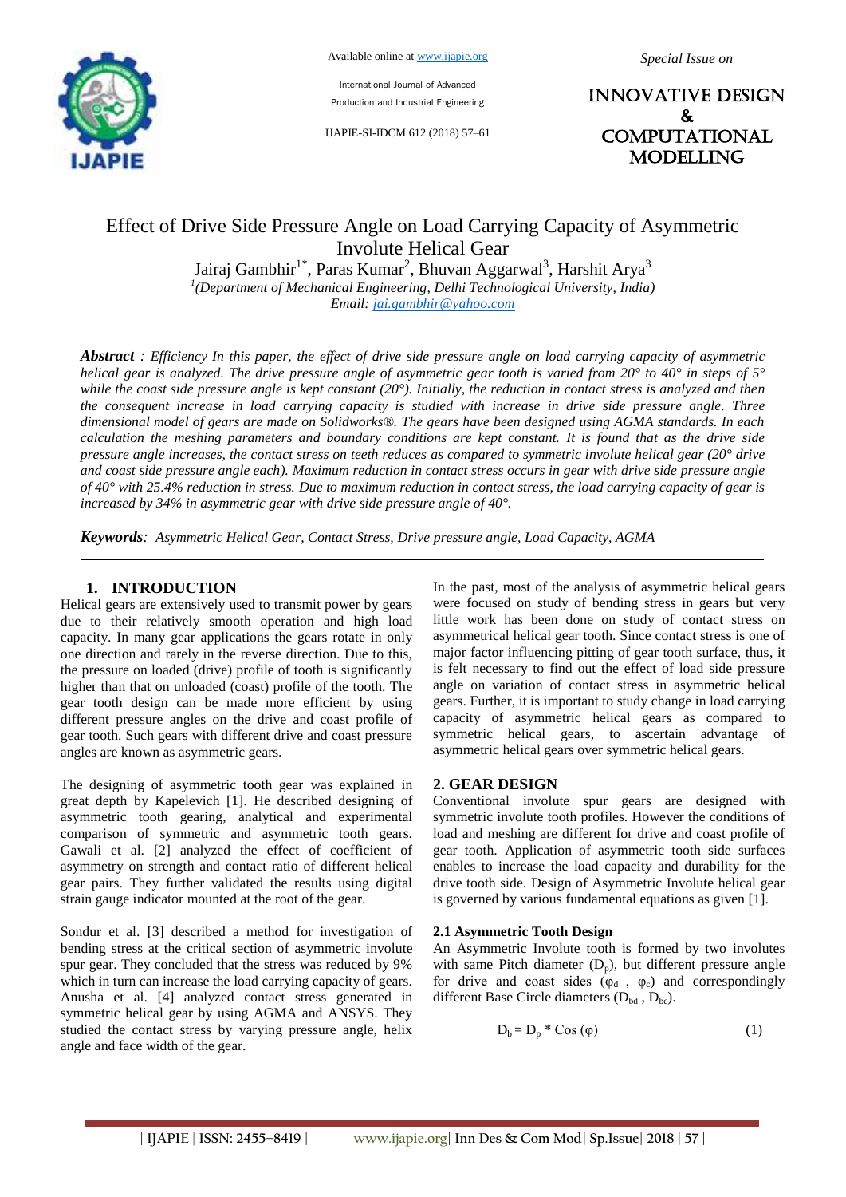# Effect of Drive Side Pressure Angle on Load Carrying Capacity of Asymmetric Involute Helical Gear

Jairaj Gambhir[1*], Paras Kumar[2], Bhuvan Aggarwal[3], Harshit Arya[3]

[1](Department of Mechanical Engineering, Delhi Technological University, India)

Email: jai.gambhir@yahoo.com

***Abstract** : Efficiency In this paper, the effect of drive side pressure angle on load carrying capacity of asymmetric helical gear is analyzed. The drive pressure angle of asymmetric gear tooth is varied from 20° to 40° in steps of 5° while the coast side pressure angle is kept constant (20°). Initially, the reduction in contact stress is analyzed and then the consequent increase in load carrying capacity is studied with increase in drive side pressure angle. Three dimensional model of gears are made on Solidworks®. The gears have been designed using AGMA standards. In each calculation the meshing parameters and boundary conditions are kept constant. It is found that as the drive side pressure angle increases, the contact stress on teeth reduces as compared to symmetric involute helical gear (20° drive and coast side pressure angle each). Maximum reduction in contact stress occurs in gear with drive side pressure angle of 40° with 25.4% reduction in stress. Due to maximum reduction in contact stress, the load carrying capacity of gear is increased by 34% in asymmetric gear with drive side pressure angle of 40°.*

***Keywords**: Asymmetric Helical Gear, Contact Stress, Drive pressure angle, Load Capacity, AGMA*

## 1. INTRODUCTION

Helical gears are extensively used to transmit power by gears due to their relatively smooth operation and high load capacity. In many gear applications the gears rotate in only one direction and rarely in the reverse direction. Due to this, the pressure on loaded (drive) profile of tooth is significantly higher than that on unloaded (coast) profile of the tooth. The gear tooth design can be made more efficient by using different pressure angles on the drive and coast profile of gear tooth. Such gears with different drive and coast pressure angles are known as asymmetric gears.

The designing of asymmetric tooth gear was explained in great depth by Kapelevich [1]. He described designing of asymmetric tooth gearing, analytical and experimental comparison of symmetric and asymmetric tooth gears. Gawali et al. [2] analyzed the effect of coefficient of asymmetry on strength and contact ratio of different helical gear pairs. They further validated the results using digital strain gauge indicator mounted at the root of the gear.

Sondur et al. [3] described a method for investigation of bending stress at the critical section of asymmetric involute spur gear. They concluded that the stress was reduced by 9% which in turn can increase the load carrying capacity of gears. Anusha et al. [4] analyzed contact stress generated in symmetric helical gear by using AGMA and ANSYS. They studied the contact stress by varying pressure angle, helix angle and face width of the gear.

In the past, most of the analysis of asymmetric helical gears were focused on study of bending stress in gears but very little work has been done on study of contact stress on asymmetrical helical gear tooth. Since contact stress is one of major factor influencing pitting of gear tooth surface, thus, it is felt necessary to find out the effect of load side pressure angle on variation of contact stress in asymmetric helical gears. Further, it is important to study change in load carrying capacity of asymmetric helical gears as compared to symmetric helical gears, to ascertain advantage of asymmetric helical gears over symmetric helical gears.

## 2. GEAR DESIGN

Conventional involute spur gears are designed with symmetric involute tooth profiles. However the conditions of load and meshing are different for drive and coast profile of gear tooth. Application of asymmetric tooth side surfaces enables to increase the load capacity and durability for the drive tooth side. Design of Asymmetric Involute helical gear is governed by various fundamental equations as given [1].

### 2.1 Asymmetric Tooth Design

An Asymmetric Involute tooth is formed by two involutes with same Pitch diameter ($D_p$), but different pressure angle for drive and coast sides ($\varphi_d$ , $\varphi_c$) and correspondingly different Base Circle diameters ($D_{bd}$ , $D_{bc}$).

$$D_b = D_p * \cos(\varphi) \tag{1}$$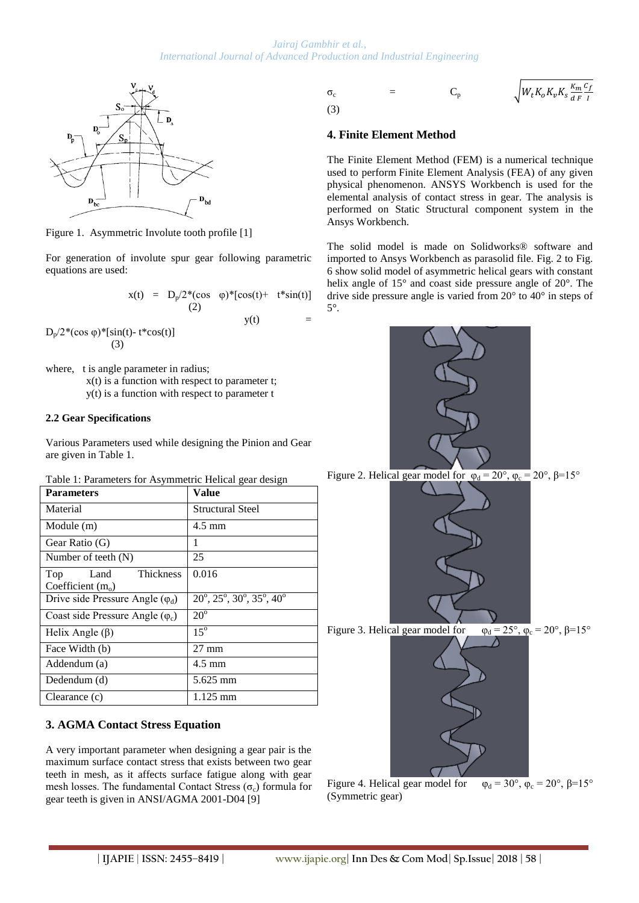Figure 1. Asymmetric Involute tooth profile [1]

For generation of involute spur gear following parametric equations are used:

$$x(t) = D_p/2*(\cos \varphi)*[\cos(t)+ t*\sin(t)] \quad (2)$$

$$y(t) = D_p/2*(\cos \varphi)*[\sin(t)- t*\cos(t)] \quad (3)$$

where, t is angle parameter in radius;
x(t) is a function with respect to parameter t;
y(t) is a function with respect to parameter t

### 2.2 Gear Specifications

Various Parameters used while designing the Pinion and Gear are given in Table 1.

Table 1: Parameters for Asymmetric Helical gear design

| **Parameters** | **Value** |
|---|---|
| Material | Structural Steel |
| Module (m) | 4.5 mm |
| Gear Ratio (G) | 1 |
| Number of teeth (N) | 25 |
| Top Land Thickness Coefficient ($m_o$) | 0.016 |
| Drive side Pressure Angle ($\varphi_d$) | $20^o$, $25^o$, $30^o$, $35^o$, $40^o$ |
| Coast side Pressure Angle ($\varphi_c$) | $20^o$ |
| Helix Angle ($\beta$) | $15^o$ |
| Face Width (b) | 27 mm |
| Addendum (a) | 4.5 mm |
| Dedendum (d) | 5.625 mm |
| Clearance (c) | 1.125 mm |

## 3. AGMA Contact Stress Equation

A very important parameter when designing a gear pair is the maximum surface contact stress that exists between two gear teeth in mesh, as it affects surface fatigue along with gear mesh losses. The fundamental Contact Stress ($\sigma_c$) formula for gear teeth is given in ANSI/AGMA 2001-D04 [9]

$$\sigma_c = C_p \sqrt{W_t K_o K_v K_s \frac{K_m}{d\,F} \frac{C_f}{I}} \quad (3)$$

## 4. Finite Element Method

The Finite Element Method (FEM) is a numerical technique used to perform Finite Element Analysis (FEA) of any given physical phenomenon. ANSYS Workbench is used for the elemental analysis of contact stress in gear. The analysis is performed on Static Structural component system in the Ansys Workbench.

The solid model is made on Solidworks® software and imported to Ansys Workbench as parasolid file. Fig. 2 to Fig. 6 show solid model of asymmetric helical gears with constant helix angle of 15° and coast side pressure angle of 20°. The drive side pressure angle is varied from 20° to 40° in steps of 5°.

Figure 2. Helical gear model for $\varphi_d = 20°$, $\varphi_c = 20°$, $\beta=15°$

Figure 3. Helical gear model for $\varphi_d = 25°$, $\varphi_c = 20°$, $\beta=15°$

Figure 4. Helical gear model for $\varphi_d = 30°$, $\varphi_c = 20°$, $\beta=15°$ (Symmetric gear)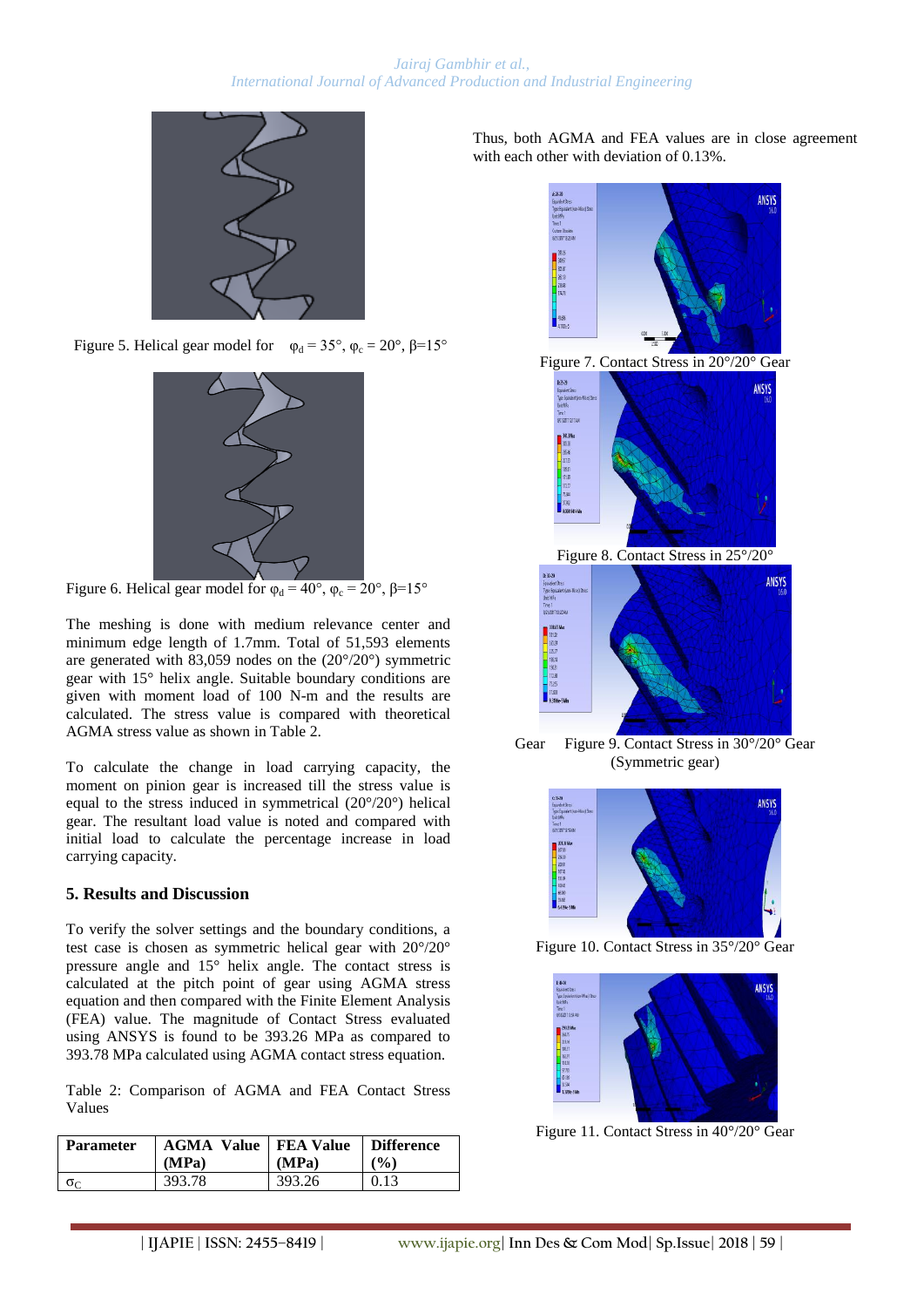Figure 5. Helical gear model for $\varphi_d = 35°$, $\varphi_c = 20°$, $\beta$=15°

Figure 6. Helical gear model for $\varphi_d = 40°$, $\varphi_c = 20°$, $\beta$=15°

The meshing is done with medium relevance center and minimum edge length of 1.7mm. Total of 51,593 elements are generated with 83,059 nodes on the (20°/20°) symmetric gear with 15° helix angle. Suitable boundary conditions are given with moment load of 100 N-m and the results are calculated. The stress value is compared with theoretical AGMA stress value as shown in Table 2.

To calculate the change in load carrying capacity, the moment on pinion gear is increased till the stress value is equal to the stress induced in symmetrical (20°/20°) helical gear. The resultant load value is noted and compared with initial load to calculate the percentage increase in load carrying capacity.

## 5. Results and Discussion

To verify the solver settings and the boundary conditions, a test case is chosen as symmetric helical gear with 20°/20° pressure angle and 15° helix angle. The contact stress is calculated at the pitch point of gear using AGMA stress equation and then compared with the Finite Element Analysis (FEA) value. The magnitude of Contact Stress evaluated using ANSYS is found to be 393.26 MPa as compared to 393.78 MPa calculated using AGMA contact stress equation.

Table 2: Comparison of AGMA and FEA Contact Stress Values

| Parameter | AGMA Value (MPa) | FEA Value (MPa) | Difference (%) |
|---|---|---|---|
| $\sigma_C$ | 393.78 | 393.26 | 0.13 |

Thus, both AGMA and FEA values are in close agreement with each other with deviation of 0.13%.

Figure 7. Contact Stress in 20°/20° Gear

Figure 8. Contact Stress in 25°/20° Gear

Figure 9. Contact Stress in 30°/20° Gear (Symmetric gear)

Figure 10. Contact Stress in 35°/20° Gear

Figure 11. Contact Stress in 40°/20° Gear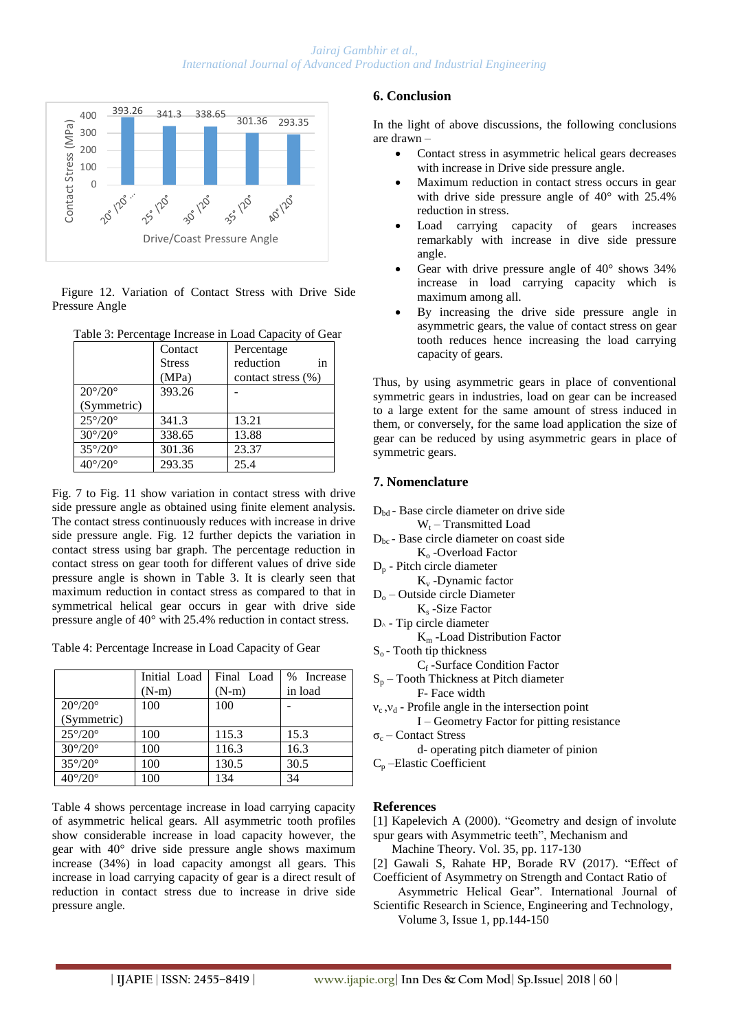Figure 12. Variation of Contact Stress with Drive Side Pressure Angle

Table 3: Percentage Increase in Load Capacity of Gear

| | Contact Stress (MPa) | Percentage reduction in contact stress (%) |
|---|---|---|
| 20°/20° (Symmetric) | 393.26 | - |
| 25°/20° | 341.3 | 13.21 |
| 30°/20° | 338.65 | 13.88 |
| 35°/20° | 301.36 | 23.37 |
| 40°/20° | 293.35 | 25.4 |

Fig. 7 to Fig. 11 show variation in contact stress with drive side pressure angle as obtained using finite element analysis. The contact stress continuously reduces with increase in drive side pressure angle. Fig. 12 further depicts the variation in contact stress using bar graph. The percentage reduction in contact stress on gear tooth for different values of drive side pressure angle is shown in Table 3. It is clearly seen that maximum reduction in contact stress as compared to that in symmetrical helical gear occurs in gear with drive side pressure angle of 40° with 25.4% reduction in contact stress.

Table 4: Percentage Increase in Load Capacity of Gear

| | Initial Load (N-m) | Final Load (N-m) | % Increase in load |
|---|---|---|---|
| 20°/20° (Symmetric) | 100 | 100 | - |
| 25°/20° | 100 | 115.3 | 15.3 |
| 30°/20° | 100 | 116.3 | 16.3 |
| 35°/20° | 100 | 130.5 | 30.5 |
| 40°/20° | 100 | 134 | 34 |

Table 4 shows percentage increase in load carrying capacity of asymmetric helical gears. All asymmetric tooth profiles show considerable increase in load capacity however, the gear with 40° drive side pressure angle shows maximum increase (34%) in load capacity amongst all gears. This increase in load carrying capacity of gear is a direct result of reduction in contact stress due to increase in drive side pressure angle.

## 6. Conclusion

In the light of above discussions, the following conclusions are drawn –

- Contact stress in asymmetric helical gears decreases with increase in Drive side pressure angle.
- Maximum reduction in contact stress occurs in gear with drive side pressure angle of 40° with 25.4% reduction in stress.
- Load carrying capacity of gears increases remarkably with increase in dive side pressure angle.
- Gear with drive pressure angle of 40° shows 34% increase in load carrying capacity which is maximum among all.
- By increasing the drive side pressure angle in asymmetric gears, the value of contact stress on gear tooth reduces hence increasing the load carrying capacity of gears.

Thus, by using asymmetric gears in place of conventional symmetric gears in industries, load on gear can be increased to a large extent for the same amount of stress induced in them, or conversely, for the same load application the size of gear can be reduced by using asymmetric gears in place of symmetric gears.

## 7. Nomenclature

$D_{bd}$ - Base circle diameter on drive side
$W_t$ – Transmitted Load
$D_{bc}$ - Base circle diameter on coast side
$K_o$ -Overload Factor
$D_p$ - Pitch circle diameter
$K_v$ -Dynamic factor
$D_o$ – Outside circle Diameter
$K_s$ -Size Factor
$D_\wedge$ - Tip circle diameter
$K_m$ -Load Distribution Factor
$S_o$ - Tooth tip thickness
$C_f$ -Surface Condition Factor
$S_p$ – Tooth Thickness at Pitch diameter
F- Face width
$v_c$ ,$v_d$ - Profile angle in the intersection point
I – Geometry Factor for pitting resistance
$\sigma_c$ – Contact Stress
d- operating pitch diameter of pinion
$C_p$ –Elastic Coefficient

## References

[1] Kapelevich A (2000). "Geometry and design of involute spur gears with Asymmetric teeth", Mechanism and Machine Theory. Vol. 35, pp. 117-130

[2] Gawali S, Rahate HP, Borade RV (2017). "Effect of Coefficient of Asymmetry on Strength and Contact Ratio of Asymmetric Helical Gear". International Journal of Scientific Research in Science, Engineering and Technology, Volume 3, Issue 1, pp.144-150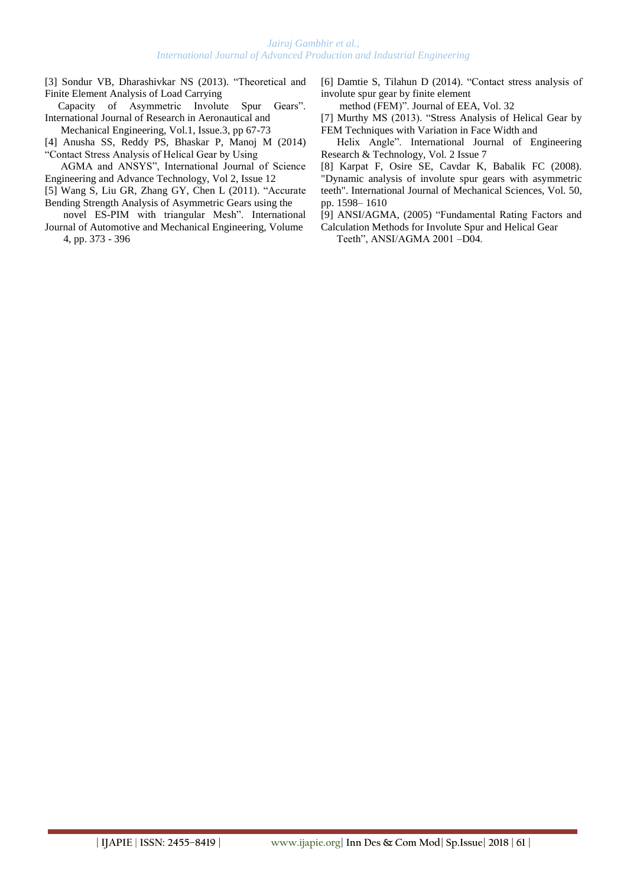[3] Sondur VB, Dharashivkar NS (2013). "Theoretical and Finite Element Analysis of Load Carrying Capacity of Asymmetric Involute Spur Gears". International Journal of Research in Aeronautical and Mechanical Engineering, Vol.1, Issue.3, pp 67-73

[4] Anusha SS, Reddy PS, Bhaskar P, Manoj M (2014) "Contact Stress Analysis of Helical Gear by Using AGMA and ANSYS", International Journal of Science Engineering and Advance Technology, Vol 2, Issue 12

[5] Wang S, Liu GR, Zhang GY, Chen L (2011). "Accurate Bending Strength Analysis of Asymmetric Gears using the novel ES-PIM with triangular Mesh". International Journal of Automotive and Mechanical Engineering, Volume 4, pp. 373 - 396

[6] Damtie S, Tilahun D (2014). "Contact stress analysis of involute spur gear by finite element method (FEM)". Journal of EEA, Vol. 32

[7] Murthy MS (2013). "Stress Analysis of Helical Gear by FEM Techniques with Variation in Face Width and Helix Angle". International Journal of Engineering Research & Technology, Vol. 2 Issue 7

[8] Karpat F, Osire SE, Cavdar K, Babalik FC (2008). "Dynamic analysis of involute spur gears with asymmetric teeth". International Journal of Mechanical Sciences, Vol. 50, pp. 1598– 1610

[9] ANSI/AGMA, (2005) "Fundamental Rating Factors and Calculation Methods for Involute Spur and Helical Gear Teeth", ANSI/AGMA 2001 –D04.